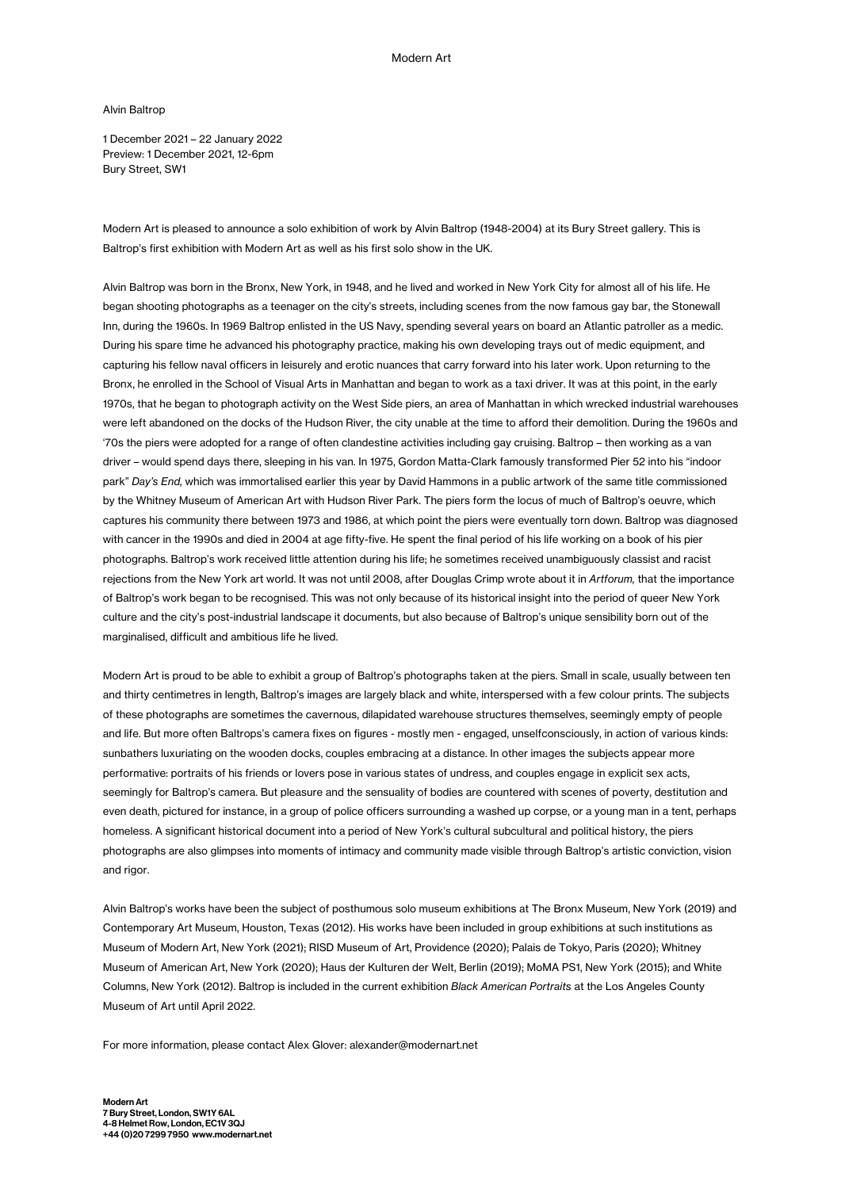Modern Art

# Alvin Baltrop

1 December 2021 – 22 January 2022
Preview: 1 December 2021, 12-6pm
Bury Street, SW1

Modern Art is pleased to announce a solo exhibition of work by Alvin Baltrop (1948-2004) at its Bury Street gallery. This is Baltrop's first exhibition with Modern Art as well as his first solo show in the UK.

Alvin Baltrop was born in the Bronx, New York, in 1948, and he lived and worked in New York City for almost all of his life. He began shooting photographs as a teenager on the city's streets, including scenes from the now famous gay bar, the Stonewall Inn, during the 1960s. In 1969 Baltrop enlisted in the US Navy, spending several years on board an Atlantic patroller as a medic. During his spare time he advanced his photography practice, making his own developing trays out of medic equipment, and capturing his fellow naval officers in leisurely and erotic nuances that carry forward into his later work. Upon returning to the Bronx, he enrolled in the School of Visual Arts in Manhattan and began to work as a taxi driver. It was at this point, in the early 1970s, that he began to photograph activity on the West Side piers, an area of Manhattan in which wrecked industrial warehouses were left abandoned on the docks of the Hudson River, the city unable at the time to afford their demolition. During the 1960s and '70s the piers were adopted for a range of often clandestine activities including gay cruising. Baltrop – then working as a van driver – would spend days there, sleeping in his van. In 1975, Gordon Matta-Clark famously transformed Pier 52 into his "indoor park" *Day's End,* which was immortalised earlier this year by David Hammons in a public artwork of the same title commissioned by the Whitney Museum of American Art with Hudson River Park. The piers form the locus of much of Baltrop's oeuvre, which captures his community there between 1973 and 1986, at which point the piers were eventually torn down. Baltrop was diagnosed with cancer in the 1990s and died in 2004 at age fifty-five. He spent the final period of his life working on a book of his pier photographs. Baltrop's work received little attention during his life; he sometimes received unambiguously classist and racist rejections from the New York art world. It was not until 2008, after Douglas Crimp wrote about it in *Artforum,* that the importance of Baltrop's work began to be recognised. This was not only because of its historical insight into the period of queer New York culture and the city's post-industrial landscape it documents, but also because of Baltrop's unique sensibility born out of the marginalised, difficult and ambitious life he lived.

Modern Art is proud to be able to exhibit a group of Baltrop's photographs taken at the piers. Small in scale, usually between ten and thirty centimetres in length, Baltrop's images are largely black and white, interspersed with a few colour prints. The subjects of these photographs are sometimes the cavernous, dilapidated warehouse structures themselves, seemingly empty of people and life. But more often Baltrops's camera fixes on figures - mostly men - engaged, unselfconsciously, in action of various kinds: sunbathers luxuriating on the wooden docks, couples embracing at a distance. In other images the subjects appear more performative: portraits of his friends or lovers pose in various states of undress, and couples engage in explicit sex acts, seemingly for Baltrop's camera. But pleasure and the sensuality of bodies are countered with scenes of poverty, destitution and even death, pictured for instance, in a group of police officers surrounding a washed up corpse, or a young man in a tent, perhaps homeless. A significant historical document into a period of New York's cultural subcultural and political history, the piers photographs are also glimpses into moments of intimacy and community made visible through Baltrop's artistic conviction, vision and rigor.

Alvin Baltrop's works have been the subject of posthumous solo museum exhibitions at The Bronx Museum, New York (2019) and Contemporary Art Museum, Houston, Texas (2012). His works have been included in group exhibitions at such institutions as Museum of Modern Art, New York (2021); RISD Museum of Art, Providence (2020); Palais de Tokyo, Paris (2020); Whitney Museum of American Art, New York (2020); Haus der Kulturen der Welt, Berlin (2019); MoMA PS1, New York (2015); and White Columns, New York (2012). Baltrop is included in the current exhibition *Black American Portraits* at the Los Angeles County Museum of Art until April 2022.

For more information, please contact Alex Glover: alexander@modernart.net

**Modern Art**
**7 Bury Street, London, SW1Y 6AL**
**4-8 Helmet Row, London, EC1V 3QJ**
**+44 (0)20 7299 7950 www.modernart.net**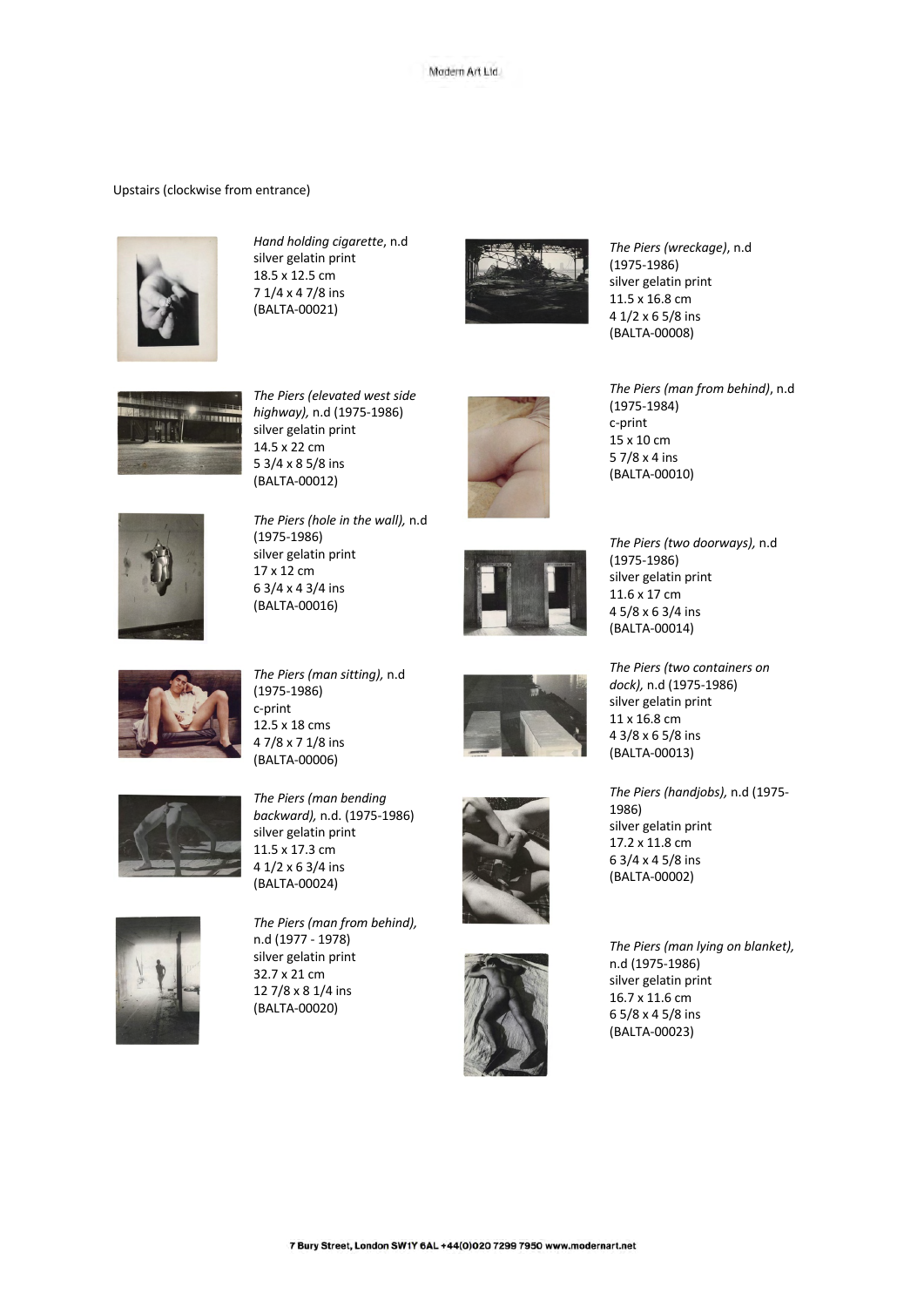Upstairs (clockwise from entrance)

*Hand holding cigarette*, n.d
silver gelatin print
18.5 x 12.5 cm
7 1/4 x 4 7/8 ins
(BALTA-00021)

*The Piers (elevated west side highway),* n.d (1975-1986)
silver gelatin print
14.5 x 22 cm
5 3/4 x 8 5/8 ins
(BALTA-00012)

*The Piers (hole in the wall),* n.d (1975-1986)
silver gelatin print
17 x 12 cm
6 3/4 x 4 3/4 ins
(BALTA-00016)

*The Piers (man sitting),* n.d (1975-1986)
c-print
12.5 x 18 cms
4 7/8 x 7 1/8 ins
(BALTA-00006)

*The Piers (man bending backward),* n.d. (1975-1986)
silver gelatin print
11.5 x 17.3 cm
4 1/2 x 6 3/4 ins
(BALTA-00024)

*The Piers (man from behind),* n.d (1977 - 1978)
silver gelatin print
32.7 x 21 cm
12 7/8 x 8 1/4 ins
(BALTA-00020)

*The Piers (wreckage)*, n.d (1975-1986)
silver gelatin print
11.5 x 16.8 cm
4 1/2 x 6 5/8 ins
(BALTA-00008)

*The Piers (man from behind)*, n.d (1975-1984)
c-print
15 x 10 cm
5 7/8 x 4 ins
(BALTA-00010)

*The Piers (two doorways),* n.d (1975-1986)
silver gelatin print
11.6 x 17 cm
4 5/8 x 6 3/4 ins
(BALTA-00014)

*The Piers (two containers on dock),* n.d (1975-1986)
silver gelatin print
11 x 16.8 cm
4 3/8 x 6 5/8 ins
(BALTA-00013)

*The Piers (handjobs),* n.d (1975-1986)
silver gelatin print
17.2 x 11.8 cm
6 3/4 x 4 5/8 ins
(BALTA-00002)

*The Piers (man lying on blanket),* n.d (1975-1986)
silver gelatin print
16.7 x 11.6 cm
6 5/8 x 4 5/8 ins
(BALTA-00023)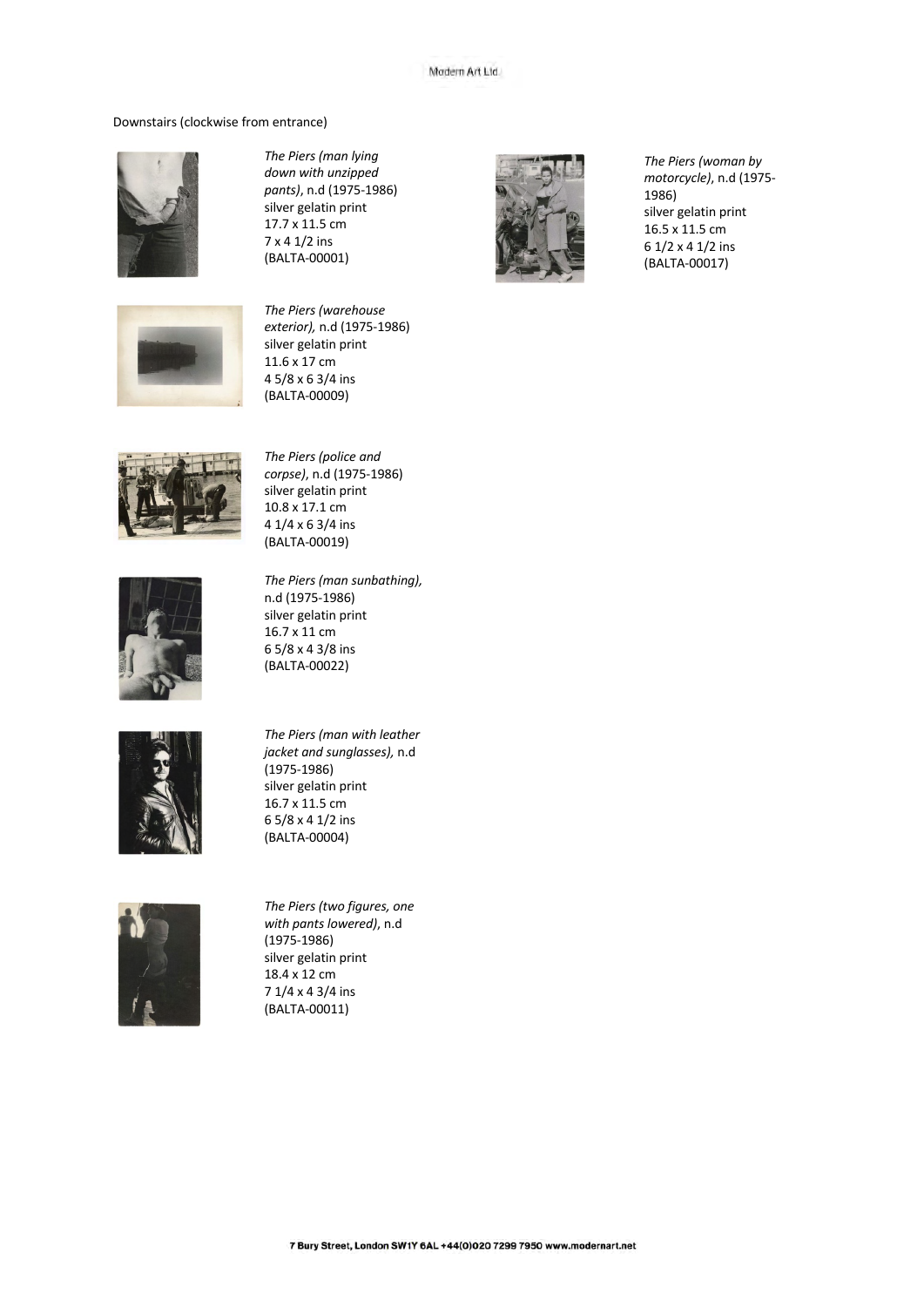Downstairs (clockwise from entrance)

*The Piers (man lying down with unzipped pants)*, n.d (1975-1986)
silver gelatin print
17.7 x 11.5 cm
7 x 4 1/2 ins
(BALTA-00001)

*The Piers (warehouse exterior),* n.d (1975-1986)
silver gelatin print
11.6 x 17 cm
4 5/8 x 6 3/4 ins
(BALTA-00009)

*The Piers (police and corpse)*, n.d (1975-1986)
silver gelatin print
10.8 x 17.1 cm
4 1/4 x 6 3/4 ins
(BALTA-00019)

*The Piers (man sunbathing),* n.d (1975-1986)
silver gelatin print
16.7 x 11 cm
6 5/8 x 4 3/8 ins
(BALTA-00022)

*The Piers (man with leather jacket and sunglasses),* n.d (1975-1986)
silver gelatin print
16.7 x 11.5 cm
6 5/8 x 4 1/2 ins
(BALTA-00004)

*The Piers (two figures, one with pants lowered)*, n.d (1975-1986)
silver gelatin print
18.4 x 12 cm
7 1/4 x 4 3/4 ins
(BALTA-00011)

*The Piers (woman by motorcycle)*, n.d (1975-1986)
silver gelatin print
16.5 x 11.5 cm
6 1/2 x 4 1/2 ins
(BALTA-00017)